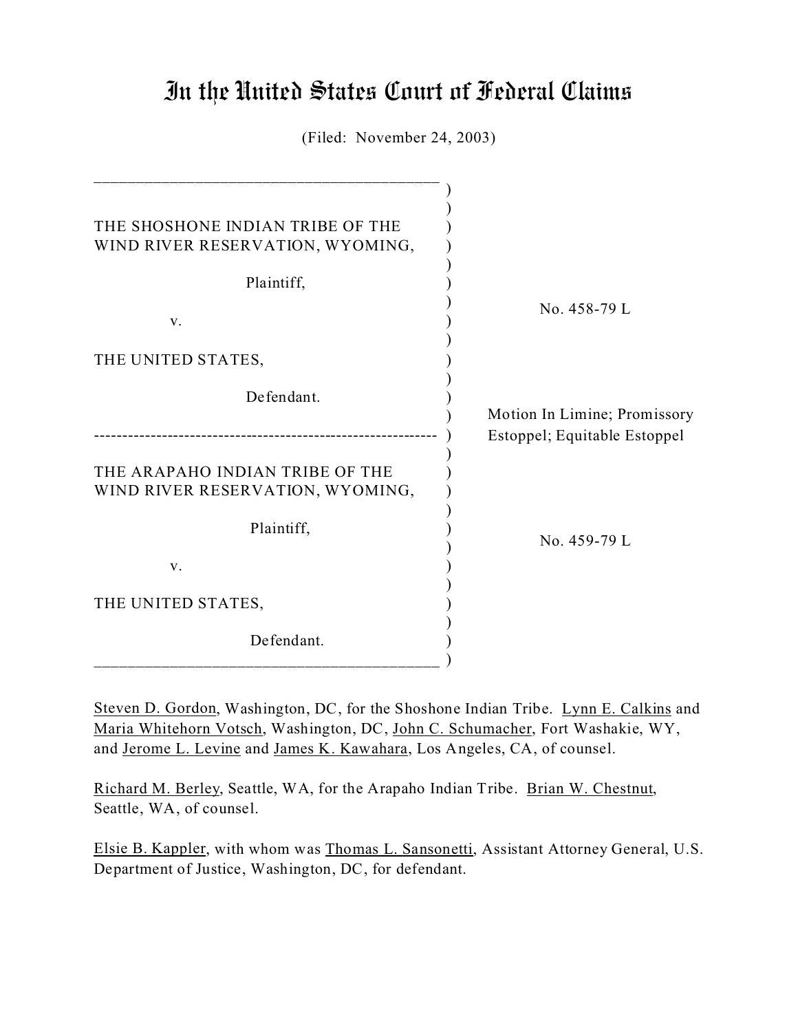# In the United States Court of Federal Claims

(Filed: November 24, 2003)

THE SHOSHONE INDIAN TRIBE OF THE WIND RIVER RESERVATION, WYOMING,

Plaintiff,

v.

THE UNITED STATES,

Defendant.

No. 458-79 L

---

THE ARAPAHO INDIAN TRIBE OF THE WIND RIVER RESERVATION, WYOMING,

Plaintiff,

v.

THE UNITED STATES,

Defendant.

No. 459-79 L

Motion In Limine; Promissory Estoppel; Equitable Estoppel

Steven D. Gordon, Washington, DC, for the Shoshone Indian Tribe. Lynn E. Calkins and Maria Whitehorn Votsch, Washington, DC, John C. Schumacher, Fort Washakie, WY, and Jerome L. Levine and James K. Kawahara, Los Angeles, CA, of counsel.

Richard M. Berley, Seattle, WA, for the Arapaho Indian Tribe. Brian W. Chestnut, Seattle, WA, of counsel.

Elsie B. Kappler, with whom was Thomas L. Sansonetti, Assistant Attorney General, U.S. Department of Justice, Washington, DC, for defendant.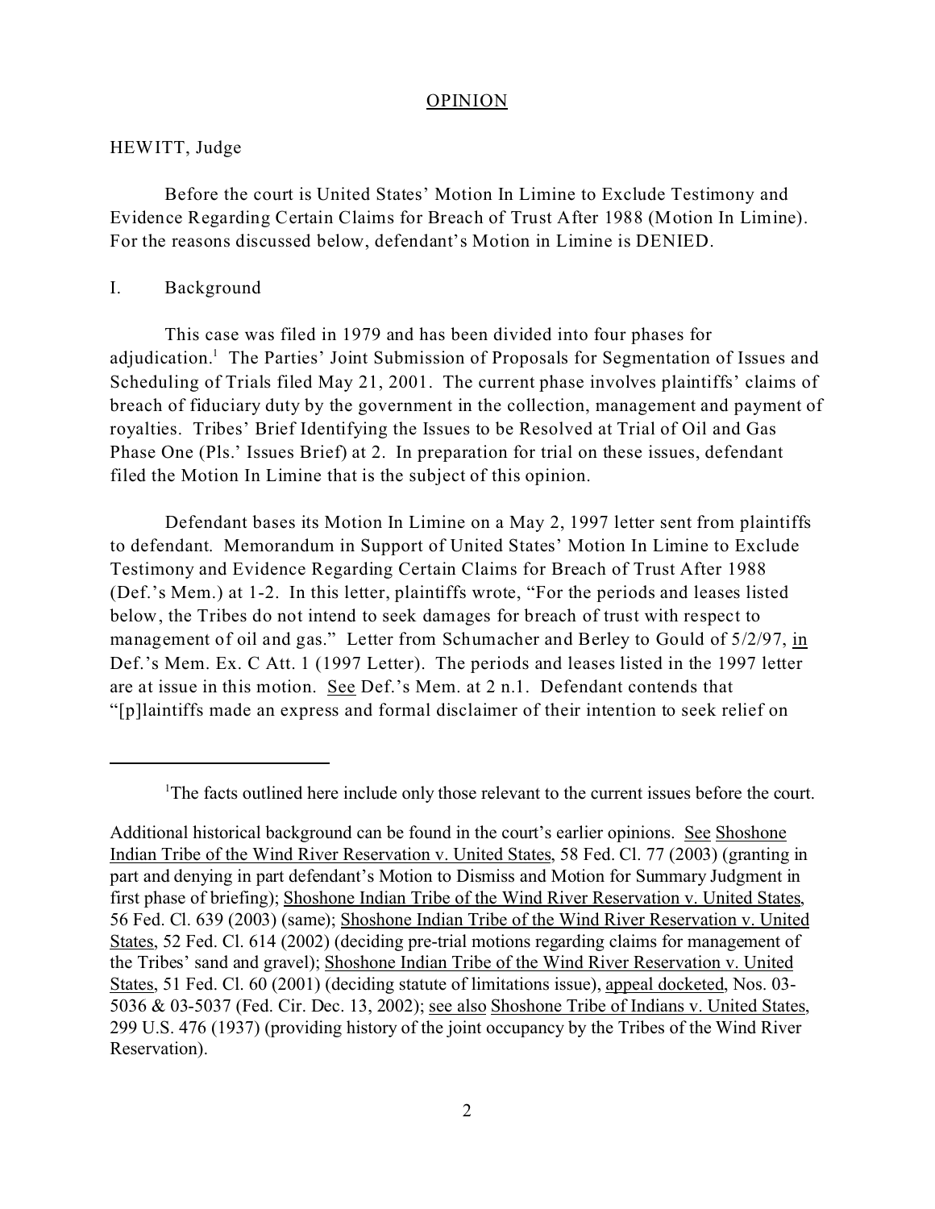OPINION

HEWITT, Judge

Before the court is United States' Motion In Limine to Exclude Testimony and Evidence Regarding Certain Claims for Breach of Trust After 1988 (Motion In Limine). For the reasons discussed below, defendant's Motion in Limine is DENIED.

I. Background

This case was filed in 1979 and has been divided into four phases for adjudication.[1] The Parties' Joint Submission of Proposals for Segmentation of Issues and Scheduling of Trials filed May 21, 2001. The current phase involves plaintiffs' claims of breach of fiduciary duty by the government in the collection, management and payment of royalties. Tribes' Brief Identifying the Issues to be Resolved at Trial of Oil and Gas Phase One (Pls.' Issues Brief) at 2. In preparation for trial on these issues, defendant filed the Motion In Limine that is the subject of this opinion.

Defendant bases its Motion In Limine on a May 2, 1997 letter sent from plaintiffs to defendant. Memorandum in Support of United States' Motion In Limine to Exclude Testimony and Evidence Regarding Certain Claims for Breach of Trust After 1988 (Def.'s Mem.) at 1-2. In this letter, plaintiffs wrote, "For the periods and leases listed below, the Tribes do not intend to seek damages for breach of trust with respect to management of oil and gas." Letter from Schumacher and Berley to Gould of 5/2/97, in Def.'s Mem. Ex. C Att. 1 (1997 Letter). The periods and leases listed in the 1997 letter are at issue in this motion. See Def.'s Mem. at 2 n.1. Defendant contends that "[p]laintiffs made an express and formal disclaimer of their intention to seek relief on

---

[1] The facts outlined here include only those relevant to the current issues before the court. Additional historical background can be found in the court's earlier opinions. See Shoshone Indian Tribe of the Wind River Reservation v. United States, 58 Fed. Cl. 77 (2003) (granting in part and denying in part defendant's Motion to Dismiss and Motion for Summary Judgment in first phase of briefing); Shoshone Indian Tribe of the Wind River Reservation v. United States, 56 Fed. Cl. 639 (2003) (same); Shoshone Indian Tribe of the Wind River Reservation v. United States, 52 Fed. Cl. 614 (2002) (deciding pre-trial motions regarding claims for management of the Tribes' sand and gravel); Shoshone Indian Tribe of the Wind River Reservation v. United States, 51 Fed. Cl. 60 (2001) (deciding statute of limitations issue), appeal docketed, Nos. 03-5036 & 03-5037 (Fed. Cir. Dec. 13, 2002); see also Shoshone Tribe of Indians v. United States, 299 U.S. 476 (1937) (providing history of the joint occupancy by the Tribes of the Wind River Reservation).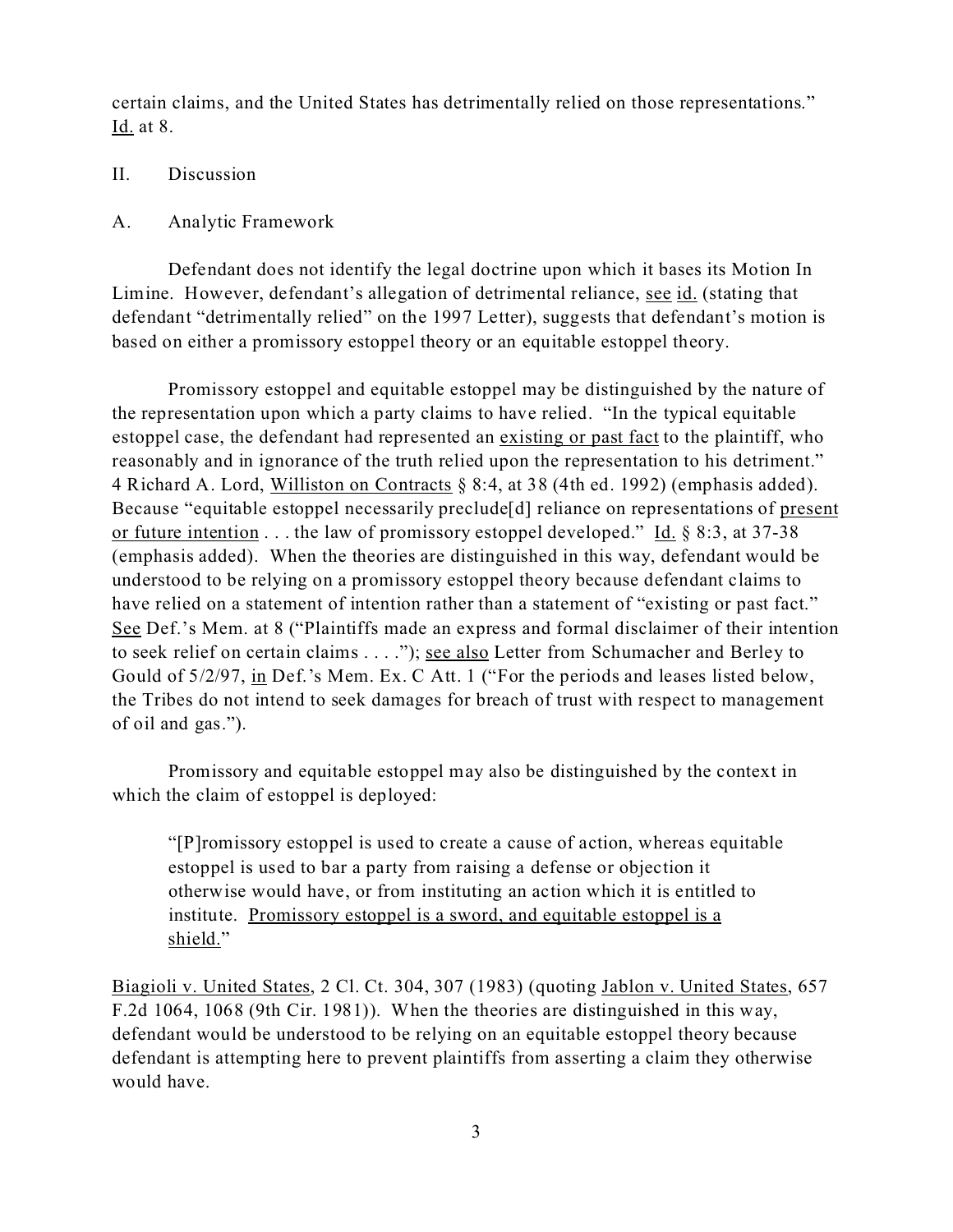certain claims, and the United States has detrimentally relied on those representations." Id. at 8.

## II. Discussion

### A. Analytic Framework

Defendant does not identify the legal doctrine upon which it bases its Motion In Limine. However, defendant's allegation of detrimental reliance, see id. (stating that defendant "detrimentally relied" on the 1997 Letter), suggests that defendant's motion is based on either a promissory estoppel theory or an equitable estoppel theory.

Promissory estoppel and equitable estoppel may be distinguished by the nature of the representation upon which a party claims to have relied. "In the typical equitable estoppel case, the defendant had represented an existing or past fact to the plaintiff, who reasonably and in ignorance of the truth relied upon the representation to his detriment." 4 Richard A. Lord, Williston on Contracts § 8:4, at 38 (4th ed. 1992) (emphasis added). Because "equitable estoppel necessarily preclude[d] reliance on representations of present or future intention . . . the law of promissory estoppel developed." Id. § 8:3, at 37-38 (emphasis added). When the theories are distinguished in this way, defendant would be understood to be relying on a promissory estoppel theory because defendant claims to have relied on a statement of intention rather than a statement of "existing or past fact." See Def.'s Mem. at 8 ("Plaintiffs made an express and formal disclaimer of their intention to seek relief on certain claims . . . ."); see also Letter from Schumacher and Berley to Gould of 5/2/97, in Def.'s Mem. Ex. C Att. 1 ("For the periods and leases listed below, the Tribes do not intend to seek damages for breach of trust with respect to management of oil and gas.").

Promissory and equitable estoppel may also be distinguished by the context in which the claim of estoppel is deployed:

> "[P]romissory estoppel is used to create a cause of action, whereas equitable estoppel is used to bar a party from raising a defense or objection it otherwise would have, or from instituting an action which it is entitled to institute. Promissory estoppel is a sword, and equitable estoppel is a shield."

Biagioli v. United States, 2 Cl. Ct. 304, 307 (1983) (quoting Jablon v. United States, 657 F.2d 1064, 1068 (9th Cir. 1981)). When the theories are distinguished in this way, defendant would be understood to be relying on an equitable estoppel theory because defendant is attempting here to prevent plaintiffs from asserting a claim they otherwise would have.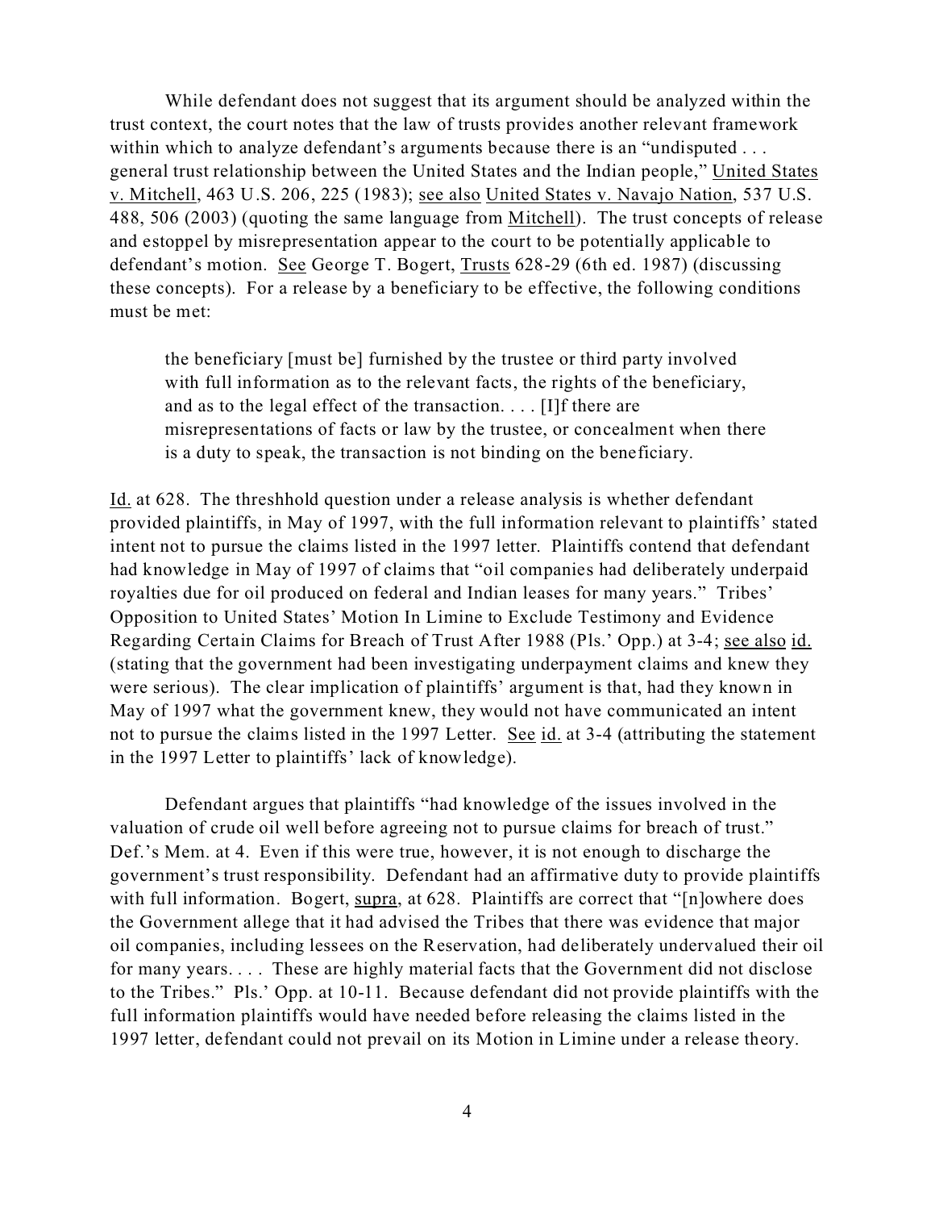While defendant does not suggest that its argument should be analyzed within the trust context, the court notes that the law of trusts provides another relevant framework within which to analyze defendant's arguments because there is an "undisputed . . . general trust relationship between the United States and the Indian people," United States v. Mitchell, 463 U.S. 206, 225 (1983); see also United States v. Navajo Nation, 537 U.S. 488, 506 (2003) (quoting the same language from Mitchell). The trust concepts of release and estoppel by misrepresentation appear to the court to be potentially applicable to defendant's motion. See George T. Bogert, Trusts 628-29 (6th ed. 1987) (discussing these concepts). For a release by a beneficiary to be effective, the following conditions must be met:

> the beneficiary [must be] furnished by the trustee or third party involved with full information as to the relevant facts, the rights of the beneficiary, and as to the legal effect of the transaction. . . . [I]f there are misrepresentations of facts or law by the trustee, or concealment when there is a duty to speak, the transaction is not binding on the beneficiary.

Id. at 628. The threshhold question under a release analysis is whether defendant provided plaintiffs, in May of 1997, with the full information relevant to plaintiffs' stated intent not to pursue the claims listed in the 1997 letter. Plaintiffs contend that defendant had knowledge in May of 1997 of claims that "oil companies had deliberately underpaid royalties due for oil produced on federal and Indian leases for many years." Tribes' Opposition to United States' Motion In Limine to Exclude Testimony and Evidence Regarding Certain Claims for Breach of Trust After 1988 (Pls.' Opp.) at 3-4; see also id. (stating that the government had been investigating underpayment claims and knew they were serious). The clear implication of plaintiffs' argument is that, had they known in May of 1997 what the government knew, they would not have communicated an intent not to pursue the claims listed in the 1997 Letter. See id. at 3-4 (attributing the statement in the 1997 Letter to plaintiffs' lack of knowledge).

Defendant argues that plaintiffs "had knowledge of the issues involved in the valuation of crude oil well before agreeing not to pursue claims for breach of trust." Def.'s Mem. at 4. Even if this were true, however, it is not enough to discharge the government's trust responsibility. Defendant had an affirmative duty to provide plaintiffs with full information. Bogert, supra, at 628. Plaintiffs are correct that "[n]owhere does the Government allege that it had advised the Tribes that there was evidence that major oil companies, including lessees on the Reservation, had deliberately undervalued their oil for many years. . . . These are highly material facts that the Government did not disclose to the Tribes." Pls.' Opp. at 10-11. Because defendant did not provide plaintiffs with the full information plaintiffs would have needed before releasing the claims listed in the 1997 letter, defendant could not prevail on its Motion in Limine under a release theory.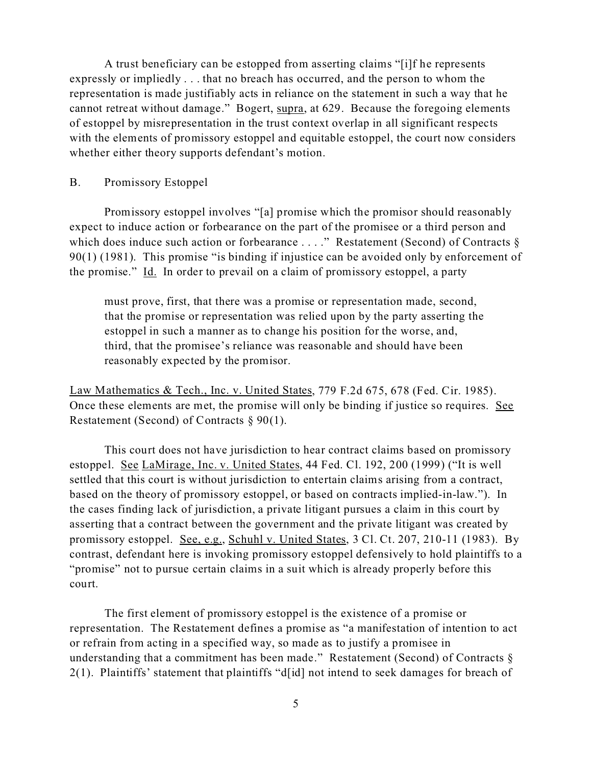A trust beneficiary can be estopped from asserting claims "[i]f he represents expressly or impliedly . . . that no breach has occurred, and the person to whom the representation is made justifiably acts in reliance on the statement in such a way that he cannot retreat without damage." Bogert, supra, at 629. Because the foregoing elements of estoppel by misrepresentation in the trust context overlap in all significant respects with the elements of promissory estoppel and equitable estoppel, the court now considers whether either theory supports defendant's motion.

B. Promissory Estoppel

Promissory estoppel involves "[a] promise which the promisor should reasonably expect to induce action or forbearance on the part of the promisee or a third person and which does induce such action or forbearance . . . ." Restatement (Second) of Contracts § 90(1) (1981). This promise "is binding if injustice can be avoided only by enforcement of the promise." Id. In order to prevail on a claim of promissory estoppel, a party

> must prove, first, that there was a promise or representation made, second, that the promise or representation was relied upon by the party asserting the estoppel in such a manner as to change his position for the worse, and, third, that the promisee's reliance was reasonable and should have been reasonably expected by the promisor.

Law Mathematics & Tech., Inc. v. United States, 779 F.2d 675, 678 (Fed. Cir. 1985). Once these elements are met, the promise will only be binding if justice so requires. See Restatement (Second) of Contracts § 90(1).

This court does not have jurisdiction to hear contract claims based on promissory estoppel. See LaMirage, Inc. v. United States, 44 Fed. Cl. 192, 200 (1999) ("It is well settled that this court is without jurisdiction to entertain claims arising from a contract, based on the theory of promissory estoppel, or based on contracts implied-in-law."). In the cases finding lack of jurisdiction, a private litigant pursues a claim in this court by asserting that a contract between the government and the private litigant was created by promissory estoppel. See, e.g., Schuhl v. United States, 3 Cl. Ct. 207, 210-11 (1983). By contrast, defendant here is invoking promissory estoppel defensively to hold plaintiffs to a "promise" not to pursue certain claims in a suit which is already properly before this court.

The first element of promissory estoppel is the existence of a promise or representation. The Restatement defines a promise as "a manifestation of intention to act or refrain from acting in a specified way, so made as to justify a promisee in understanding that a commitment has been made." Restatement (Second) of Contracts § 2(1). Plaintiffs' statement that plaintiffs "d[id] not intend to seek damages for breach of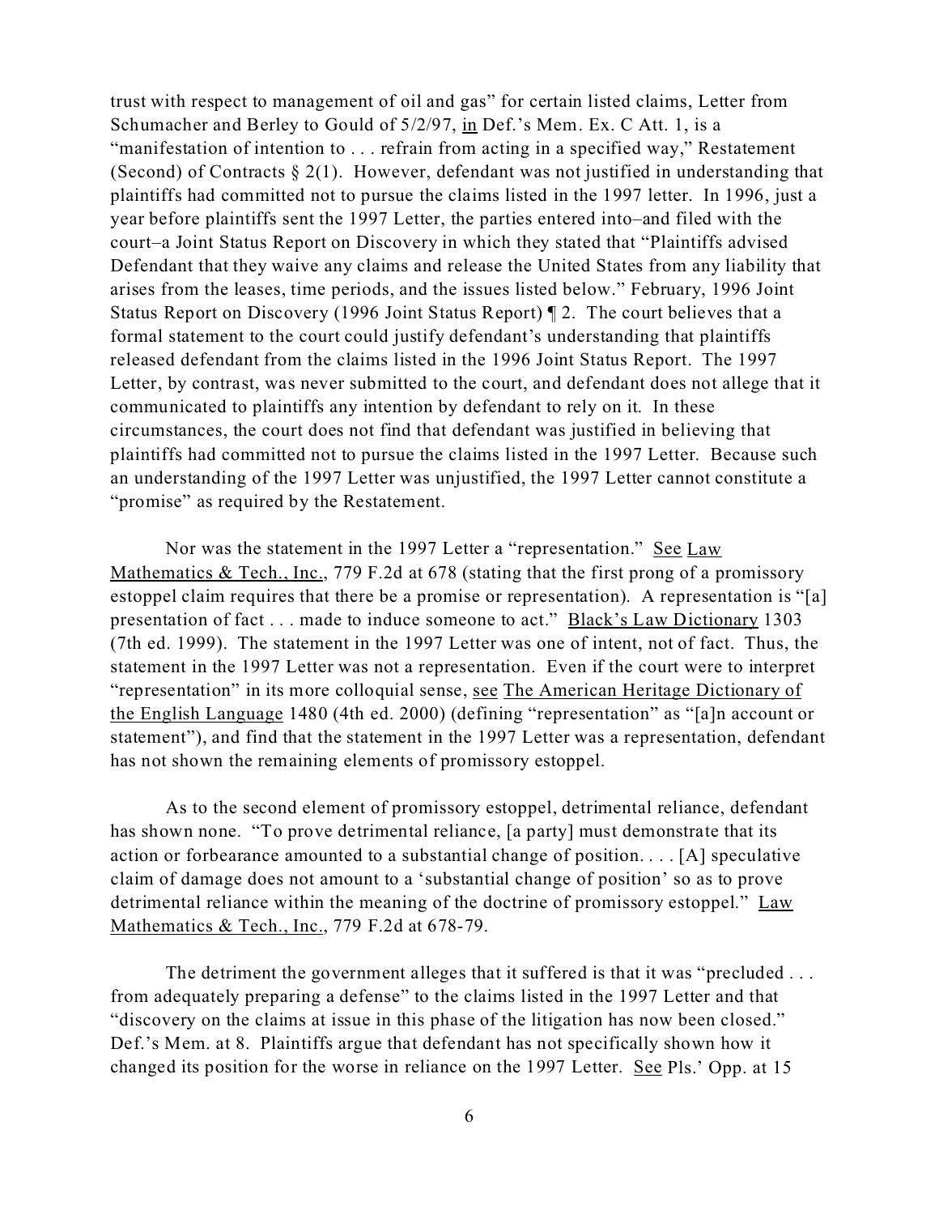trust with respect to management of oil and gas" for certain listed claims, Letter from Schumacher and Berley to Gould of 5/2/97, in Def.'s Mem. Ex. C Att. 1, is a "manifestation of intention to . . . refrain from acting in a specified way," Restatement (Second) of Contracts § 2(1). However, defendant was not justified in understanding that plaintiffs had committed not to pursue the claims listed in the 1997 letter. In 1996, just a year before plaintiffs sent the 1997 Letter, the parties entered into–and filed with the court–a Joint Status Report on Discovery in which they stated that "Plaintiffs advised Defendant that they waive any claims and release the United States from any liability that arises from the leases, time periods, and the issues listed below." February, 1996 Joint Status Report on Discovery (1996 Joint Status Report) ¶ 2. The court believes that a formal statement to the court could justify defendant's understanding that plaintiffs released defendant from the claims listed in the 1996 Joint Status Report. The 1997 Letter, by contrast, was never submitted to the court, and defendant does not allege that it communicated to plaintiffs any intention by defendant to rely on it. In these circumstances, the court does not find that defendant was justified in believing that plaintiffs had committed not to pursue the claims listed in the 1997 Letter. Because such an understanding of the 1997 Letter was unjustified, the 1997 Letter cannot constitute a "promise" as required by the Restatement.

Nor was the statement in the 1997 Letter a "representation." See Law Mathematics & Tech., Inc., 779 F.2d at 678 (stating that the first prong of a promissory estoppel claim requires that there be a promise or representation). A representation is "[a] presentation of fact . . . made to induce someone to act." Black's Law Dictionary 1303 (7th ed. 1999). The statement in the 1997 Letter was one of intent, not of fact. Thus, the statement in the 1997 Letter was not a representation. Even if the court were to interpret "representation" in its more colloquial sense, see The American Heritage Dictionary of the English Language 1480 (4th ed. 2000) (defining "representation" as "[a]n account or statement"), and find that the statement in the 1997 Letter was a representation, defendant has not shown the remaining elements of promissory estoppel.

As to the second element of promissory estoppel, detrimental reliance, defendant has shown none. "To prove detrimental reliance, [a party] must demonstrate that its action or forbearance amounted to a substantial change of position. . . . [A] speculative claim of damage does not amount to a 'substantial change of position' so as to prove detrimental reliance within the meaning of the doctrine of promissory estoppel." Law Mathematics & Tech., Inc., 779 F.2d at 678-79.

The detriment the government alleges that it suffered is that it was "precluded . . . from adequately preparing a defense" to the claims listed in the 1997 Letter and that "discovery on the claims at issue in this phase of the litigation has now been closed." Def.'s Mem. at 8. Plaintiffs argue that defendant has not specifically shown how it changed its position for the worse in reliance on the 1997 Letter. See Pls.' Opp. at 15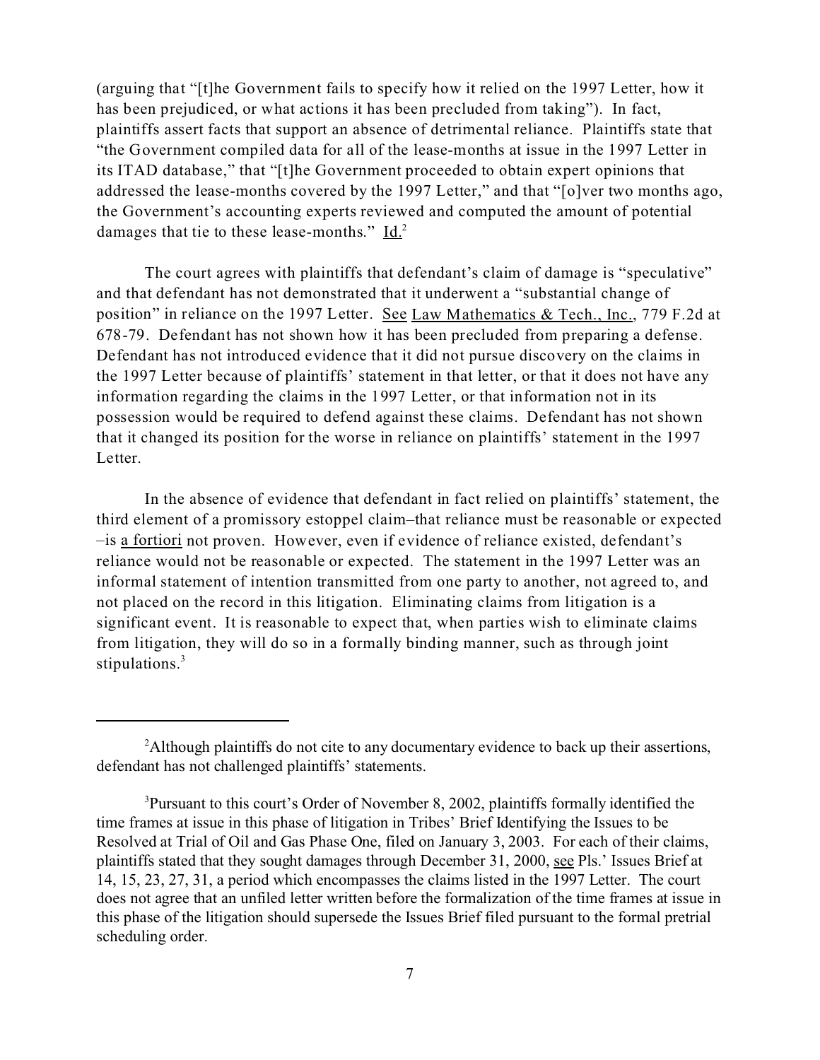(arguing that "[t]he Government fails to specify how it relied on the 1997 Letter, how it has been prejudiced, or what actions it has been precluded from taking"). In fact, plaintiffs assert facts that support an absence of detrimental reliance. Plaintiffs state that "the Government compiled data for all of the lease-months at issue in the 1997 Letter in its ITAD database," that "[t]he Government proceeded to obtain expert opinions that addressed the lease-months covered by the 1997 Letter," and that "[o]ver two months ago, the Government's accounting experts reviewed and computed the amount of potential damages that tie to these lease-months." Id.[2]

The court agrees with plaintiffs that defendant's claim of damage is "speculative" and that defendant has not demonstrated that it underwent a "substantial change of position" in reliance on the 1997 Letter. See Law Mathematics & Tech., Inc., 779 F.2d at 678-79. Defendant has not shown how it has been precluded from preparing a defense. Defendant has not introduced evidence that it did not pursue discovery on the claims in the 1997 Letter because of plaintiffs' statement in that letter, or that it does not have any information regarding the claims in the 1997 Letter, or that information not in its possession would be required to defend against these claims. Defendant has not shown that it changed its position for the worse in reliance on plaintiffs' statement in the 1997 Letter.

In the absence of evidence that defendant in fact relied on plaintiffs' statement, the third element of a promissory estoppel claim–that reliance must be reasonable or expected –is a fortiori not proven. However, even if evidence of reliance existed, defendant's reliance would not be reasonable or expected. The statement in the 1997 Letter was an informal statement of intention transmitted from one party to another, not agreed to, and not placed on the record in this litigation. Eliminating claims from litigation is a significant event. It is reasonable to expect that, when parties wish to eliminate claims from litigation, they will do so in a formally binding manner, such as through joint stipulations.[3]

---

[2] Although plaintiffs do not cite to any documentary evidence to back up their assertions, defendant has not challenged plaintiffs' statements.

[3] Pursuant to this court's Order of November 8, 2002, plaintiffs formally identified the time frames at issue in this phase of litigation in Tribes' Brief Identifying the Issues to be Resolved at Trial of Oil and Gas Phase One, filed on January 3, 2003. For each of their claims, plaintiffs stated that they sought damages through December 31, 2000, see Pls.' Issues Brief at 14, 15, 23, 27, 31, a period which encompasses the claims listed in the 1997 Letter. The court does not agree that an unfiled letter written before the formalization of the time frames at issue in this phase of the litigation should supersede the Issues Brief filed pursuant to the formal pretrial scheduling order.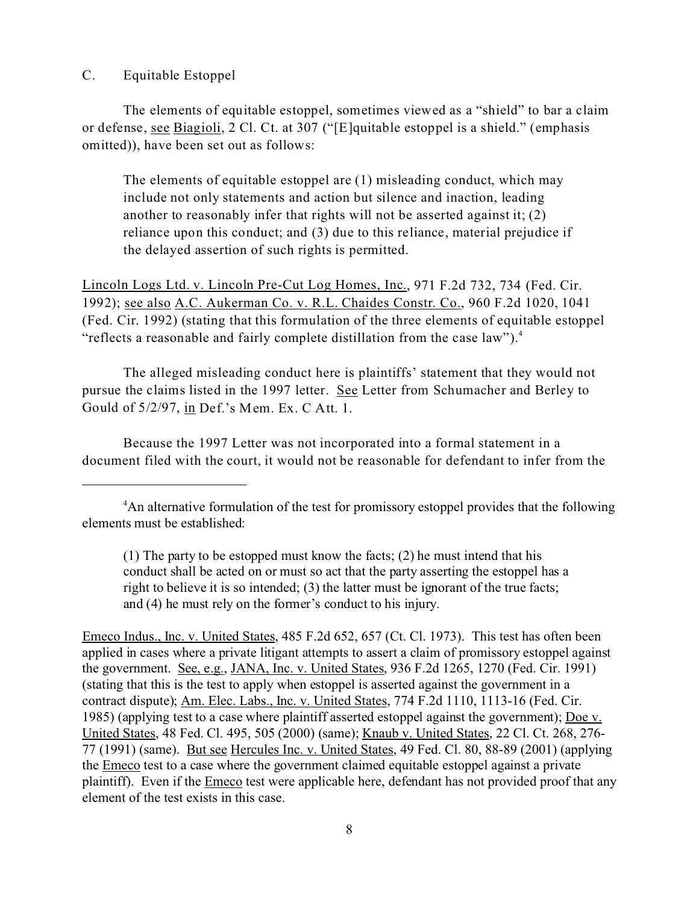C. Equitable Estoppel

The elements of equitable estoppel, sometimes viewed as a "shield" to bar a claim or defense, see Biagioli, 2 Cl. Ct. at 307 ("[E]quitable estoppel is a shield." (emphasis omitted)), have been set out as follows:

> The elements of equitable estoppel are (1) misleading conduct, which may include not only statements and action but silence and inaction, leading another to reasonably infer that rights will not be asserted against it; (2) reliance upon this conduct; and (3) due to this reliance, material prejudice if the delayed assertion of such rights is permitted.

Lincoln Logs Ltd. v. Lincoln Pre-Cut Log Homes, Inc., 971 F.2d 732, 734 (Fed. Cir. 1992); see also A.C. Aukerman Co. v. R.L. Chaides Constr. Co., 960 F.2d 1020, 1041 (Fed. Cir. 1992) (stating that this formulation of the three elements of equitable estoppel "reflects a reasonable and fairly complete distillation from the case law").[4]

The alleged misleading conduct here is plaintiffs' statement that they would not pursue the claims listed in the 1997 letter. See Letter from Schumacher and Berley to Gould of 5/2/97, in Def.'s Mem. Ex. C Att. 1.

Because the 1997 Letter was not incorporated into a formal statement in a document filed with the court, it would not be reasonable for defendant to infer from the

---

[4] An alternative formulation of the test for promissory estoppel provides that the following elements must be established:

> (1) The party to be estopped must know the facts; (2) he must intend that his conduct shall be acted on or must so act that the party asserting the estoppel has a right to believe it is so intended; (3) the latter must be ignorant of the true facts; and (4) he must rely on the former's conduct to his injury.

Emeco Indus., Inc. v. United States, 485 F.2d 652, 657 (Ct. Cl. 1973). This test has often been applied in cases where a private litigant attempts to assert a claim of promissory estoppel against the government. See, e.g., JANA, Inc. v. United States, 936 F.2d 1265, 1270 (Fed. Cir. 1991) (stating that this is the test to apply when estoppel is asserted against the government in a contract dispute); Am. Elec. Labs., Inc. v. United States, 774 F.2d 1110, 1113-16 (Fed. Cir. 1985) (applying test to a case where plaintiff asserted estoppel against the government); Doe v. United States, 48 Fed. Cl. 495, 505 (2000) (same); Knaub v. United States, 22 Cl. Ct. 268, 276-77 (1991) (same). But see Hercules Inc. v. United States, 49 Fed. Cl. 80, 88-89 (2001) (applying the Emeco test to a case where the government claimed equitable estoppel against a private plaintiff). Even if the Emeco test were applicable here, defendant has not provided proof that any element of the test exists in this case.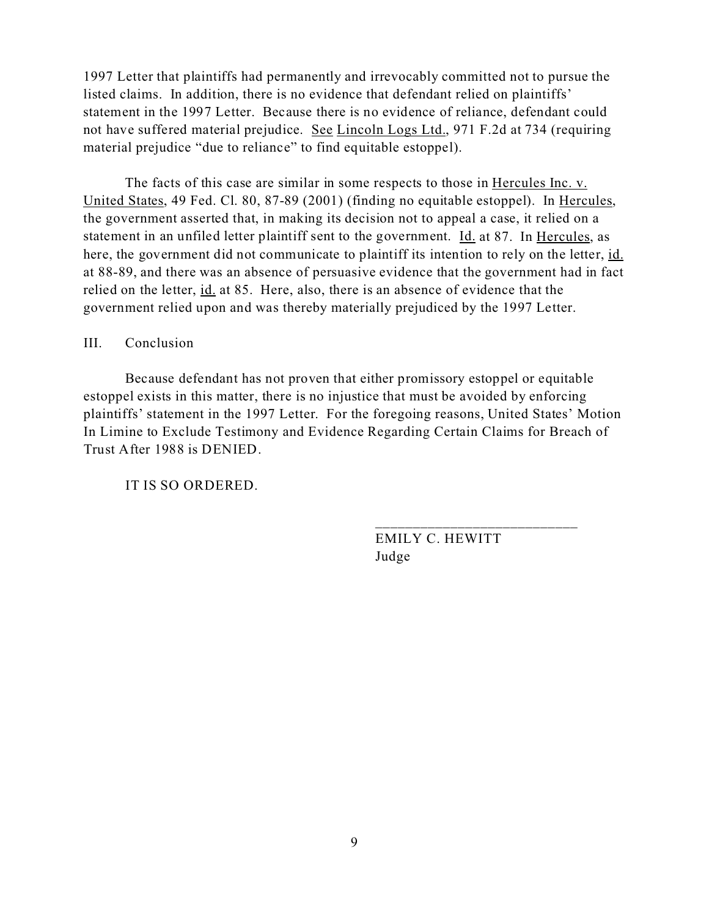1997 Letter that plaintiffs had permanently and irrevocably committed not to pursue the listed claims. In addition, there is no evidence that defendant relied on plaintiffs' statement in the 1997 Letter. Because there is no evidence of reliance, defendant could not have suffered material prejudice. See Lincoln Logs Ltd., 971 F.2d at 734 (requiring material prejudice "due to reliance" to find equitable estoppel).

The facts of this case are similar in some respects to those in Hercules Inc. v. United States, 49 Fed. Cl. 80, 87-89 (2001) (finding no equitable estoppel). In Hercules, the government asserted that, in making its decision not to appeal a case, it relied on a statement in an unfiled letter plaintiff sent to the government. Id. at 87. In Hercules, as here, the government did not communicate to plaintiff its intention to rely on the letter, id. at 88-89, and there was an absence of persuasive evidence that the government had in fact relied on the letter, id. at 85. Here, also, there is an absence of evidence that the government relied upon and was thereby materially prejudiced by the 1997 Letter.

## III. Conclusion

Because defendant has not proven that either promissory estoppel or equitable estoppel exists in this matter, there is no injustice that must be avoided by enforcing plaintiffs' statement in the 1997 Letter. For the foregoing reasons, United States' Motion In Limine to Exclude Testimony and Evidence Regarding Certain Claims for Breach of Trust After 1988 is DENIED.

IT IS SO ORDERED.

\_\_\_\_\_\_\_\_\_\_\_\_\_\_\_\_\_\_\_\_\_\_\_\_\_\_\_\_

EMILY C. HEWITT
Judge